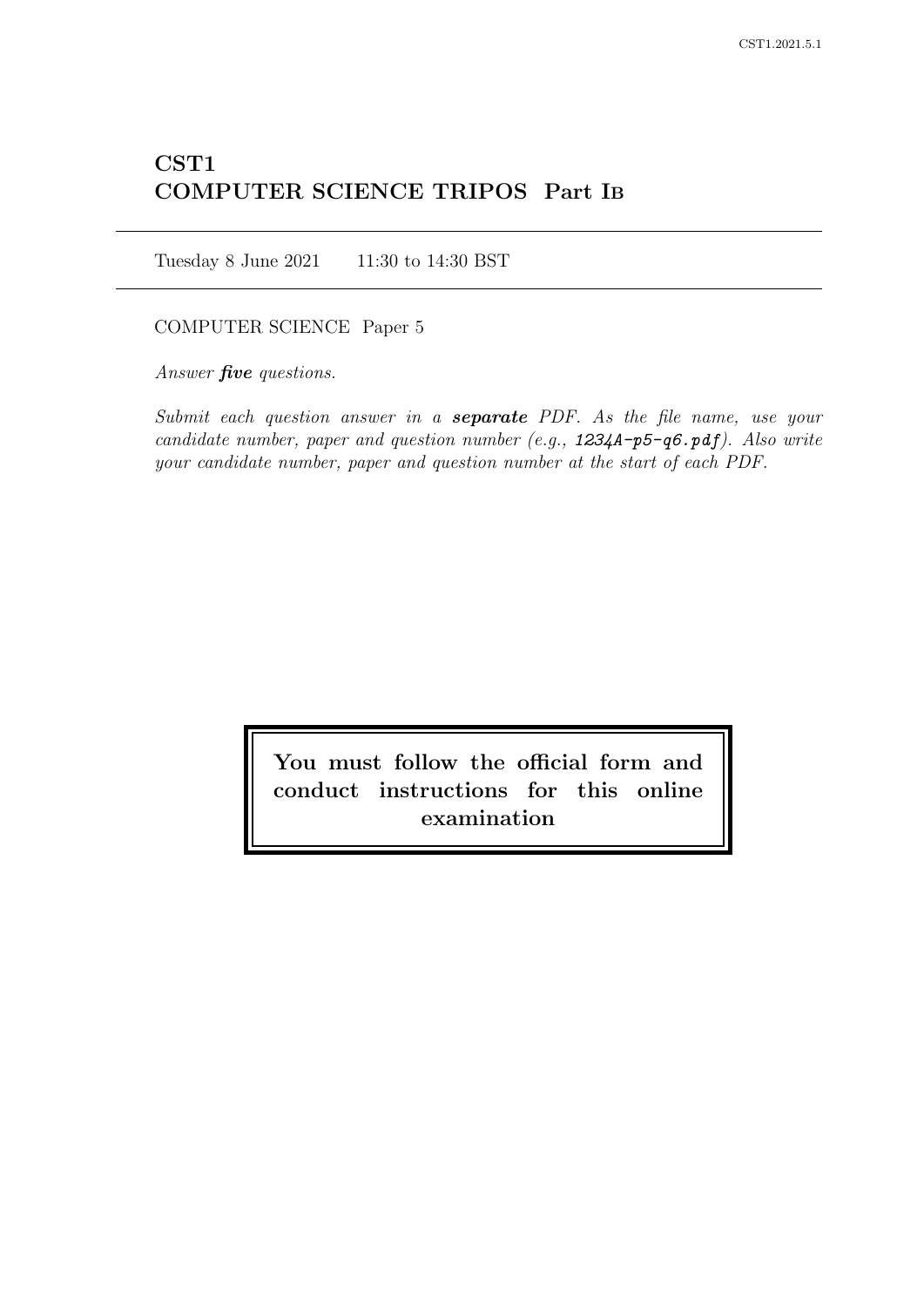# CST1
# COMPUTER SCIENCE TRIPOS Part IB

Tuesday 8 June 2021 11:30 to 14:30 BST

COMPUTER SCIENCE Paper 5

*Answer* ***five*** *questions.*

*Submit each question answer in a* ***separate*** *PDF. As the file name, use your candidate number, paper and question number (e.g.,* ***1234A-p5-q6.pdf****). Also write your candidate number, paper and question number at the start of each PDF.*

**You must follow the official form and conduct instructions for this online examination**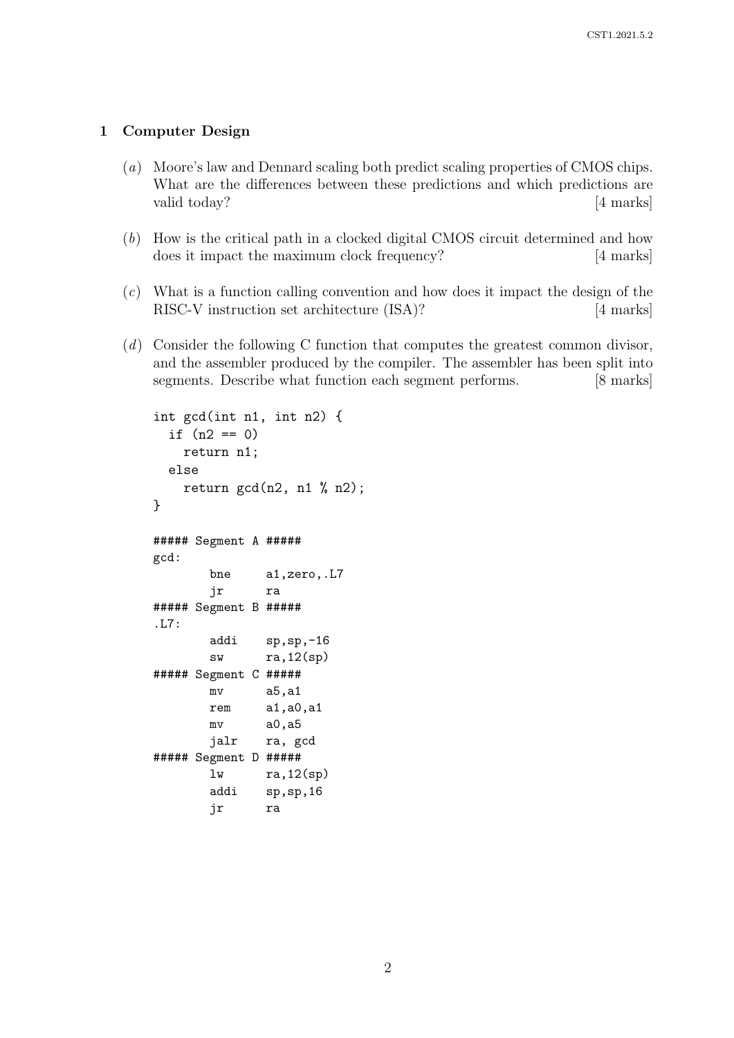## 1 Computer Design

(*a*) Moore's law and Dennard scaling both predict scaling properties of CMOS chips. What are the differences between these predictions and which predictions are valid today? [4 marks]

(*b*) How is the critical path in a clocked digital CMOS circuit determined and how does it impact the maximum clock frequency? [4 marks]

(*c*) What is a function calling convention and how does it impact the design of the RISC-V instruction set architecture (ISA)? [4 marks]

(*d*) Consider the following C function that computes the greatest common divisor, and the assembler produced by the compiler. The assembler has been split into segments. Describe what function each segment performs. [8 marks]

```
int gcd(int n1, int n2) {
  if (n2 == 0)
    return n1;
  else
    return gcd(n2, n1 % n2);
}
```

```
##### Segment A #####
gcd:
        bne     a1,zero,.L7
        jr      ra
##### Segment B #####
.L7:
        addi    sp,sp,-16
        sw      ra,12(sp)
##### Segment C #####
        mv      a5,a1
        rem     a1,a0,a1
        mv      a0,a5
        jalr    ra, gcd
##### Segment D #####
        lw      ra,12(sp)
        addi    sp,sp,16
        jr      ra
```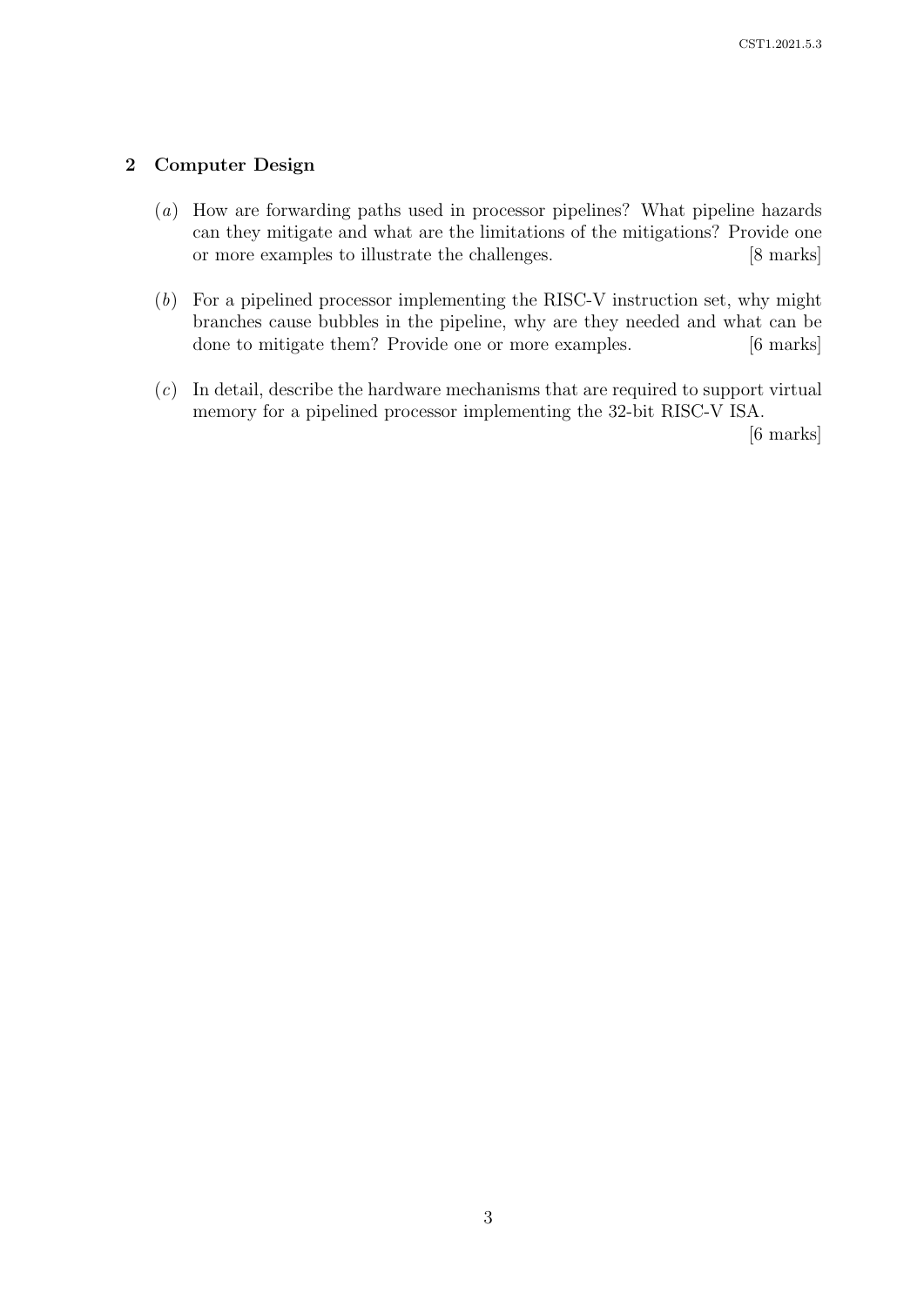## 2 Computer Design

(*a*) How are forwarding paths used in processor pipelines? What pipeline hazards can they mitigate and what are the limitations of the mitigations? Provide one or more examples to illustrate the challenges. [8 marks]

(*b*) For a pipelined processor implementing the RISC-V instruction set, why might branches cause bubbles in the pipeline, why are they needed and what can be done to mitigate them? Provide one or more examples. [6 marks]

(*c*) In detail, describe the hardware mechanisms that are required to support virtual memory for a pipelined processor implementing the 32-bit RISC-V ISA. [6 marks]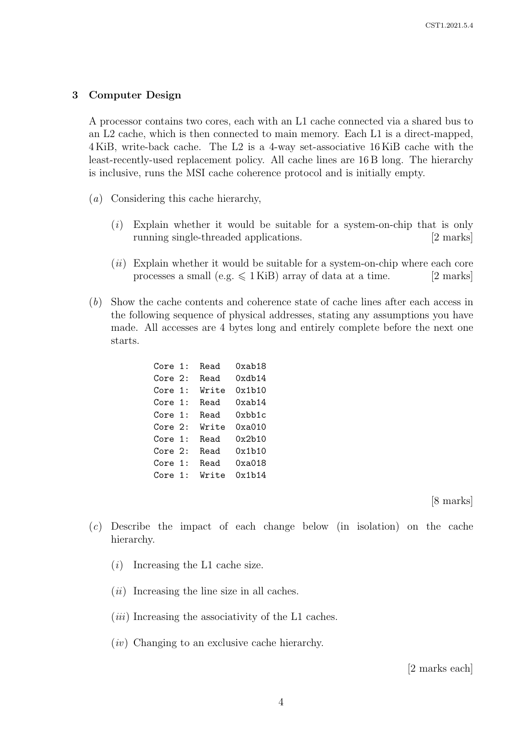## 3 Computer Design

A processor contains two cores, each with an L1 cache connected via a shared bus to an L2 cache, which is then connected to main memory. Each L1 is a direct-mapped, 4 KiB, write-back cache. The L2 is a 4-way set-associative 16 KiB cache with the least-recently-used replacement policy. All cache lines are 16 B long. The hierarchy is inclusive, runs the MSI cache coherence protocol and is initially empty.

(*a*) Considering this cache hierarchy,

(*i*) Explain whether it would be suitable for a system-on-chip that is only running single-threaded applications. [2 marks]

(*ii*) Explain whether it would be suitable for a system-on-chip where each core processes a small (e.g. $\leqslant$ 1 KiB) array of data at a time. [2 marks]

(*b*) Show the cache contents and coherence state of cache lines after each access in the following sequence of physical addresses, stating any assumptions you have made. All accesses are 4 bytes long and entirely complete before the next one starts.

```
Core 1:  Read   0xab18
Core 2:  Read   0xdb14
Core 1:  Write  0x1b10
Core 1:  Read   0xab14
Core 1:  Read   0xbb1c
Core 2:  Write  0xa010
Core 1:  Read   0x2b10
Core 2:  Read   0x1b10
Core 1:  Read   0xa018
Core 1:  Write  0x1b14
```

[8 marks]

(*c*) Describe the impact of each change below (in isolation) on the cache hierarchy.

(*i*) Increasing the L1 cache size.

(*ii*) Increasing the line size in all caches.

(*iii*) Increasing the associativity of the L1 caches.

(*iv*) Changing to an exclusive cache hierarchy.

[2 marks each]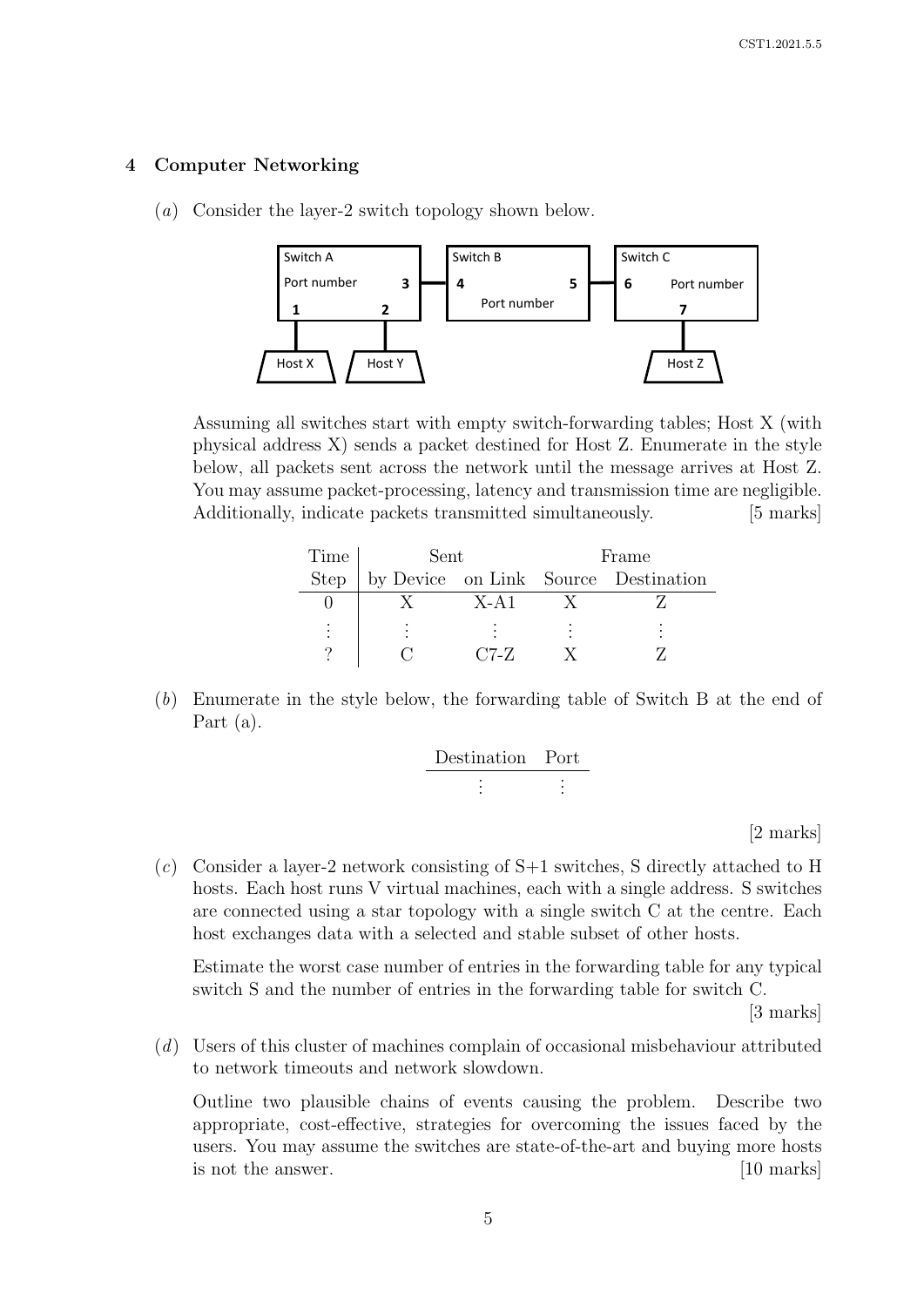## 4 Computer Networking

(*a*) Consider the layer-2 switch topology shown below.

Assuming all switches start with empty switch-forwarding tables; Host X (with physical address X) sends a packet destined for Host Z. Enumerate in the style below, all packets sent across the network until the message arrives at Host Z. You may assume packet-processing, latency and transmission time are negligible. Additionally, indicate packets transmitted simultaneously. [5 marks]

| Time Step | Sent by Device | Sent on Link | Frame Source | Frame Destination |
|---|---|---|---|---|
| 0 | X | X-A1 | X | Z |
| ⋮ | ⋮ | ⋮ | ⋮ | ⋮ |
| ? | C | C7-Z | X | Z |

(*b*) Enumerate in the style below, the forwarding table of Switch B at the end of Part (a).

| Destination | Port |
|---|---|
| ⋮ | ⋮ |

[2 marks]

(*c*) Consider a layer-2 network consisting of S+1 switches, S directly attached to H hosts. Each host runs V virtual machines, each with a single address. S switches are connected using a star topology with a single switch C at the centre. Each host exchanges data with a selected and stable subset of other hosts.

Estimate the worst case number of entries in the forwarding table for any typical switch S and the number of entries in the forwarding table for switch C. [3 marks]

(*d*) Users of this cluster of machines complain of occasional misbehaviour attributed to network timeouts and network slowdown.

Outline two plausible chains of events causing the problem. Describe two appropriate, cost-effective, strategies for overcoming the issues faced by the users. You may assume the switches are state-of-the-art and buying more hosts is not the answer. [10 marks]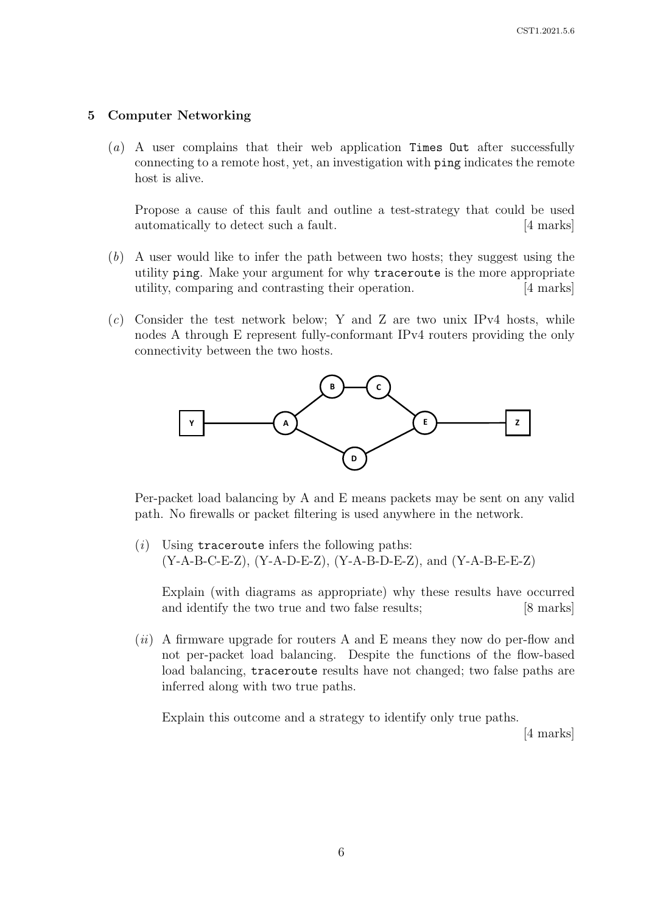## 5 Computer Networking

(*a*) A user complains that their web application `Times Out` after successfully connecting to a remote host, yet, an investigation with `ping` indicates the remote host is alive.

Propose a cause of this fault and outline a test-strategy that could be used automatically to detect such a fault. [4 marks]

(*b*) A user would like to infer the path between two hosts; they suggest using the utility `ping`. Make your argument for why `traceroute` is the more appropriate utility, comparing and contrasting their operation. [4 marks]

(*c*) Consider the test network below; Y and Z are two unix IPv4 hosts, while nodes A through E represent fully-conformant IPv4 routers providing the only connectivity between the two hosts.

Per-packet load balancing by A and E means packets may be sent on any valid path. No firewalls or packet filtering is used anywhere in the network.

(*i*) Using `traceroute` infers the following paths:
(Y-A-B-C-E-Z), (Y-A-D-E-Z), (Y-A-B-D-E-Z), and (Y-A-B-E-E-Z)

Explain (with diagrams as appropriate) why these results have occurred and identify the two true and two false results; [8 marks]

(*ii*) A firmware upgrade for routers A and E means they now do per-flow and not per-packet load balancing. Despite the functions of the flow-based load balancing, `traceroute` results have not changed; two false paths are inferred along with two true paths.

Explain this outcome and a strategy to identify only true paths.

[4 marks]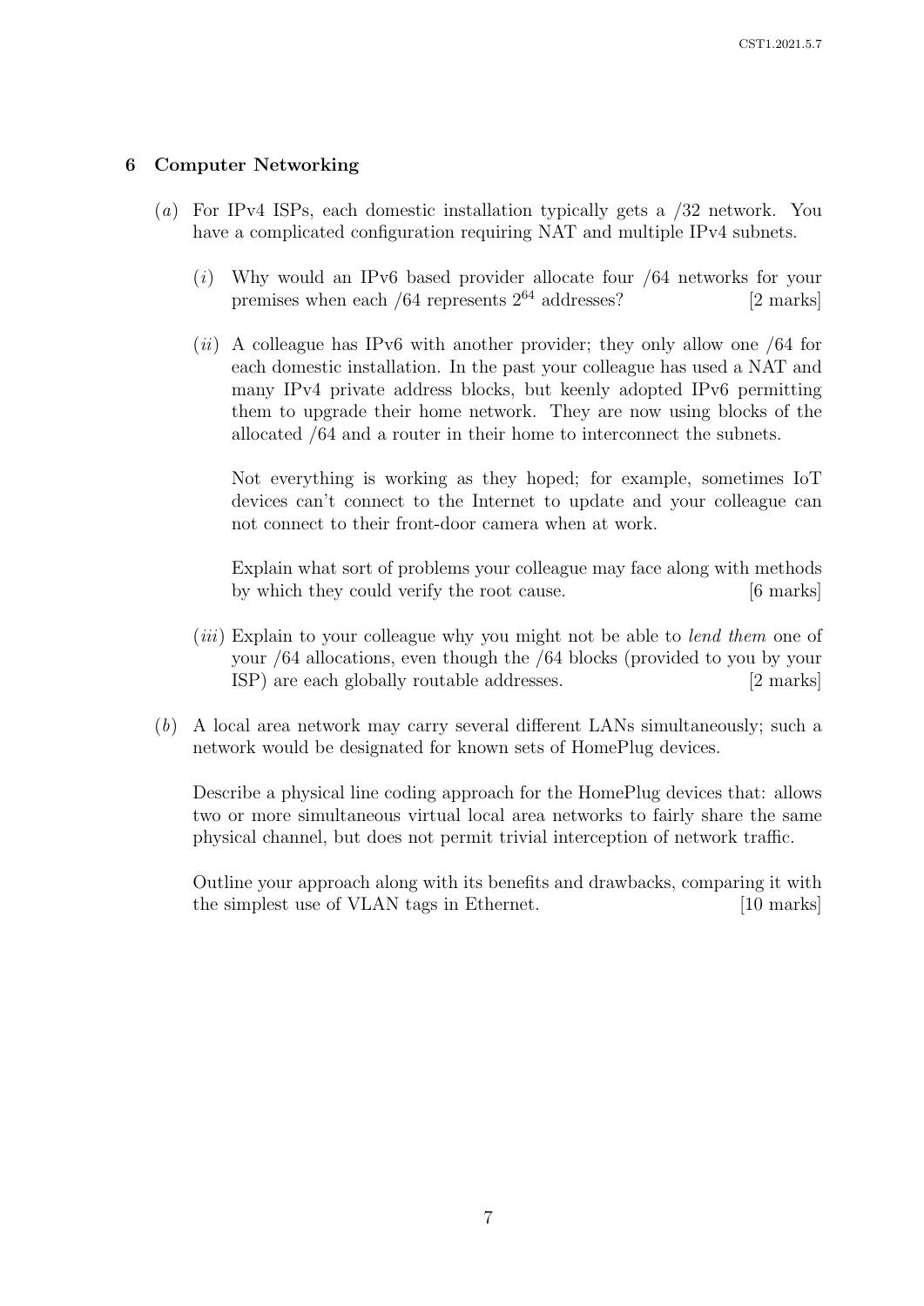## 6 Computer Networking

(*a*) For IPv4 ISPs, each domestic installation typically gets a /32 network. You have a complicated configuration requiring NAT and multiple IPv4 subnets.

(*i*) Why would an IPv6 based provider allocate four /64 networks for your premises when each /64 represents $2^{64}$ addresses? [2 marks]

(*ii*) A colleague has IPv6 with another provider; they only allow one /64 for each domestic installation. In the past your colleague has used a NAT and many IPv4 private address blocks, but keenly adopted IPv6 permitting them to upgrade their home network. They are now using blocks of the allocated /64 and a router in their home to interconnect the subnets.

Not everything is working as they hoped; for example, sometimes IoT devices can't connect to the Internet to update and your colleague can not connect to their front-door camera when at work.

Explain what sort of problems your colleague may face along with methods by which they could verify the root cause. [6 marks]

(*iii*) Explain to your colleague why you might not be able to *lend them* one of your /64 allocations, even though the /64 blocks (provided to you by your ISP) are each globally routable addresses. [2 marks]

(*b*) A local area network may carry several different LANs simultaneously; such a network would be designated for known sets of HomePlug devices.

Describe a physical line coding approach for the HomePlug devices that: allows two or more simultaneous virtual local area networks to fairly share the same physical channel, but does not permit trivial interception of network traffic.

Outline your approach along with its benefits and drawbacks, comparing it with the simplest use of VLAN tags in Ethernet. [10 marks]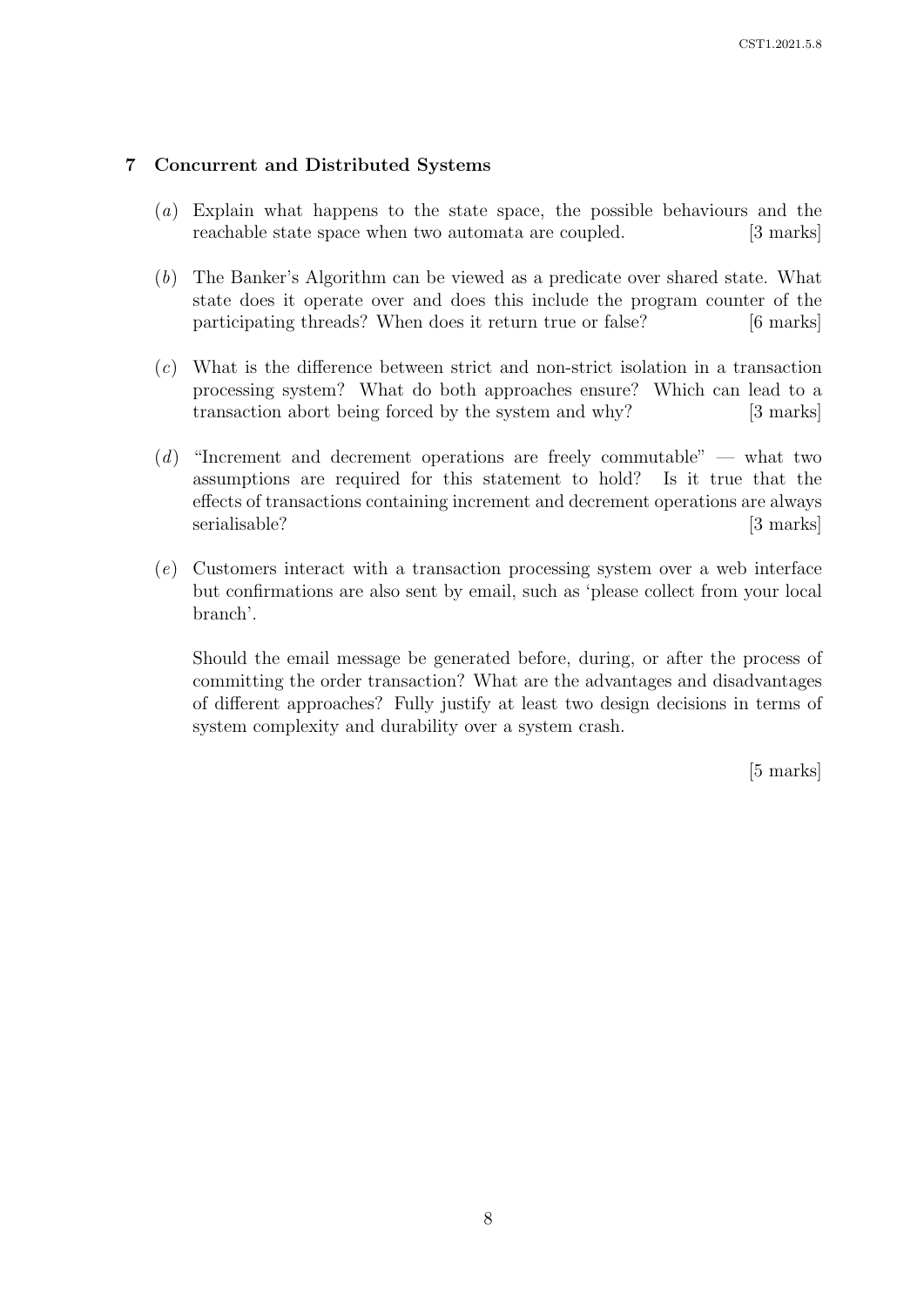## 7 Concurrent and Distributed Systems

(*a*) Explain what happens to the state space, the possible behaviours and the reachable state space when two automata are coupled. [3 marks]

(*b*) The Banker's Algorithm can be viewed as a predicate over shared state. What state does it operate over and does this include the program counter of the participating threads? When does it return true or false? [6 marks]

(*c*) What is the difference between strict and non-strict isolation in a transaction processing system? What do both approaches ensure? Which can lead to a transaction abort being forced by the system and why? [3 marks]

(*d*) "Increment and decrement operations are freely commutable" — what two assumptions are required for this statement to hold? Is it true that the effects of transactions containing increment and decrement operations are always serialisable? [3 marks]

(*e*) Customers interact with a transaction processing system over a web interface but confirmations are also sent by email, such as 'please collect from your local branch'.

Should the email message be generated before, during, or after the process of committing the order transaction? What are the advantages and disadvantages of different approaches? Fully justify at least two design decisions in terms of system complexity and durability over a system crash.

[5 marks]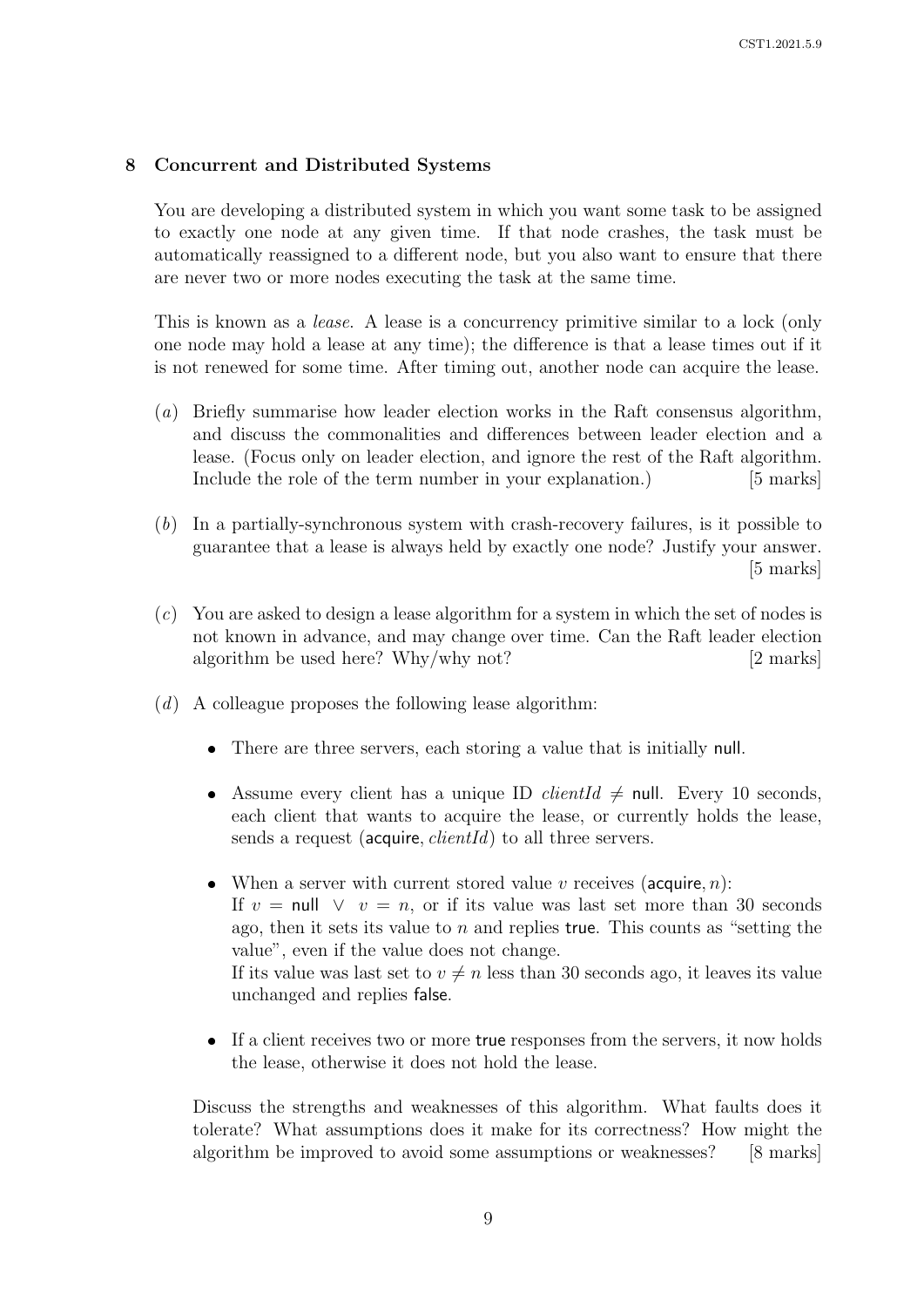## 8 Concurrent and Distributed Systems

You are developing a distributed system in which you want some task to be assigned to exactly one node at any given time. If that node crashes, the task must be automatically reassigned to a different node, but you also want to ensure that there are never two or more nodes executing the task at the same time.

This is known as a *lease*. A lease is a concurrency primitive similar to a lock (only one node may hold a lease at any time); the difference is that a lease times out if it is not renewed for some time. After timing out, another node can acquire the lease.

(*a*) Briefly summarise how leader election works in the Raft consensus algorithm, and discuss the commonalities and differences between leader election and a lease. (Focus only on leader election, and ignore the rest of the Raft algorithm. Include the role of the term number in your explanation.) [5 marks]

(*b*) In a partially-synchronous system with crash-recovery failures, is it possible to guarantee that a lease is always held by exactly one node? Justify your answer. [5 marks]

(*c*) You are asked to design a lease algorithm for a system in which the set of nodes is not known in advance, and may change over time. Can the Raft leader election algorithm be used here? Why/why not? [2 marks]

(*d*) A colleague proposes the following lease algorithm:

- There are three servers, each storing a value that is initially null.
- Assume every client has a unique ID $clientId \neq$ null. Every 10 seconds, each client that wants to acquire the lease, or currently holds the lease, sends a request (acquire, *clientId*) to all three servers.
- When a server with current stored value $v$ receives (acquire, $n$):
  If $v =$ null $\vee$ $v = n$, or if its value was last set more than 30 seconds ago, then it sets its value to $n$ and replies true. This counts as "setting the value", even if the value does not change.
  If its value was last set to $v \neq n$ less than 30 seconds ago, it leaves its value unchanged and replies false.
- If a client receives two or more true responses from the servers, it now holds the lease, otherwise it does not hold the lease.

Discuss the strengths and weaknesses of this algorithm. What faults does it tolerate? What assumptions does it make for its correctness? How might the algorithm be improved to avoid some assumptions or weaknesses? [8 marks]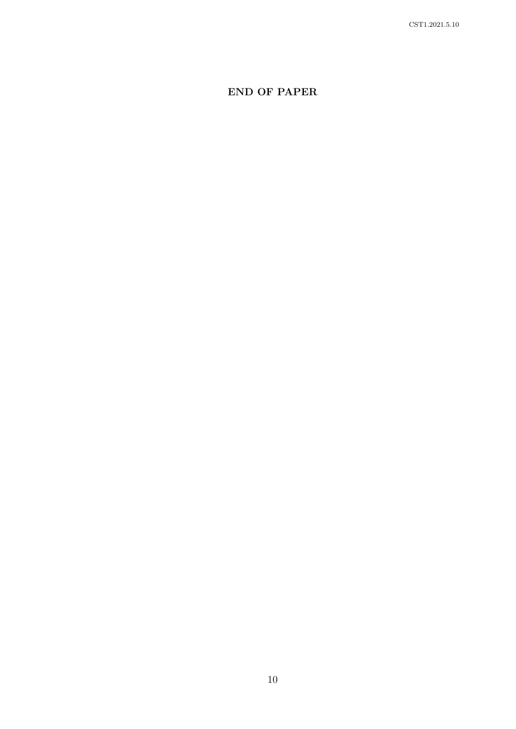**END OF PAPER**